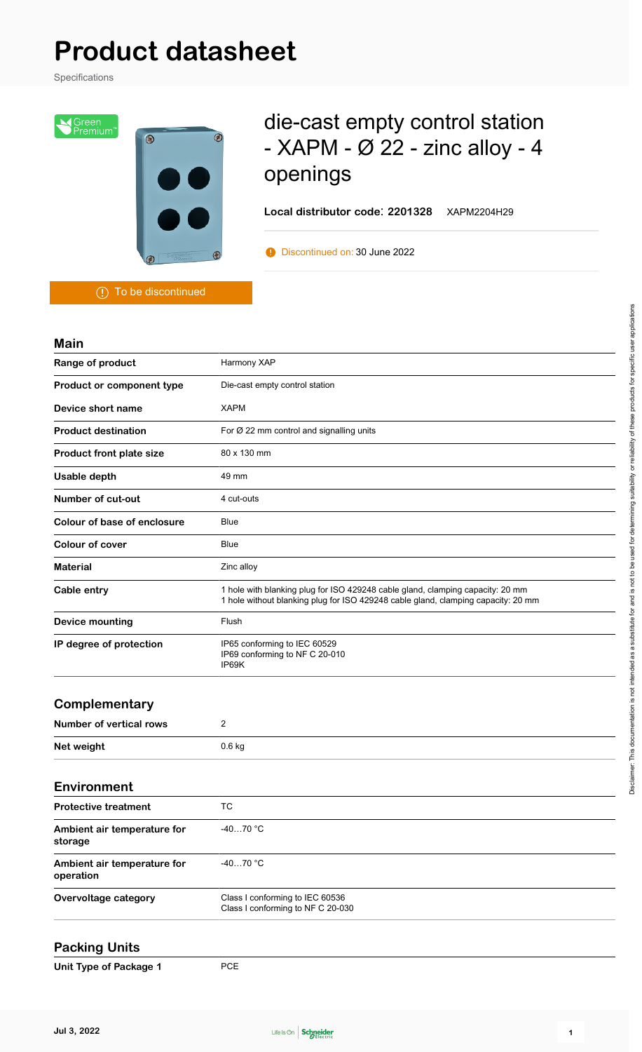# Product datasheet

Specifications

Green Premium™

## die-cast empty control station - XAPM - Ø 22 - zinc alloy - 4 openings

**Local distributor code: 2201328** XAPM2204H29

Discontinued on: 30 June 2022

To be discontinued

### Main

| | |
|---|---|
| **Range of product** | Harmony XAP |
| **Product or component type** | Die-cast empty control station |
| **Device short name** | XAPM |
| **Product destination** | For Ø 22 mm control and signalling units |
| **Product front plate size** | 80 x 130 mm |
| **Usable depth** | 49 mm |
| **Number of cut-out** | 4 cut-outs |
| **Colour of base of enclosure** | Blue |
| **Colour of cover** | Blue |
| **Material** | Zinc alloy |
| **Cable entry** | 1 hole with blanking plug for ISO 429248 cable gland, clamping capacity: 20 mm<br>1 hole without blanking plug for ISO 429248 cable gland, clamping capacity: 20 mm |
| **Device mounting** | Flush |
| **IP degree of protection** | IP65 conforming to IEC 60529<br>IP69 conforming to NF C 20-010<br>IP69K |

### Complementary

| | |
|---|---|
| **Number of vertical rows** | 2 |
| **Net weight** | 0.6 kg |

### Environment

| | |
|---|---|
| **Protective treatment** | TC |
| **Ambient air temperature for storage** | -40…70 °C |
| **Ambient air temperature for operation** | -40…70 °C |
| **Overvoltage category** | Class I conforming to IEC 60536<br>Class I conforming to NF C 20-030 |

### Packing Units

| | |
|---|---|
| **Unit Type of Package 1** | PCE |

Disclaimer: This documentation is not intended as a substitute for and is not to be used for determining suitability or reliability of these products for specific user applications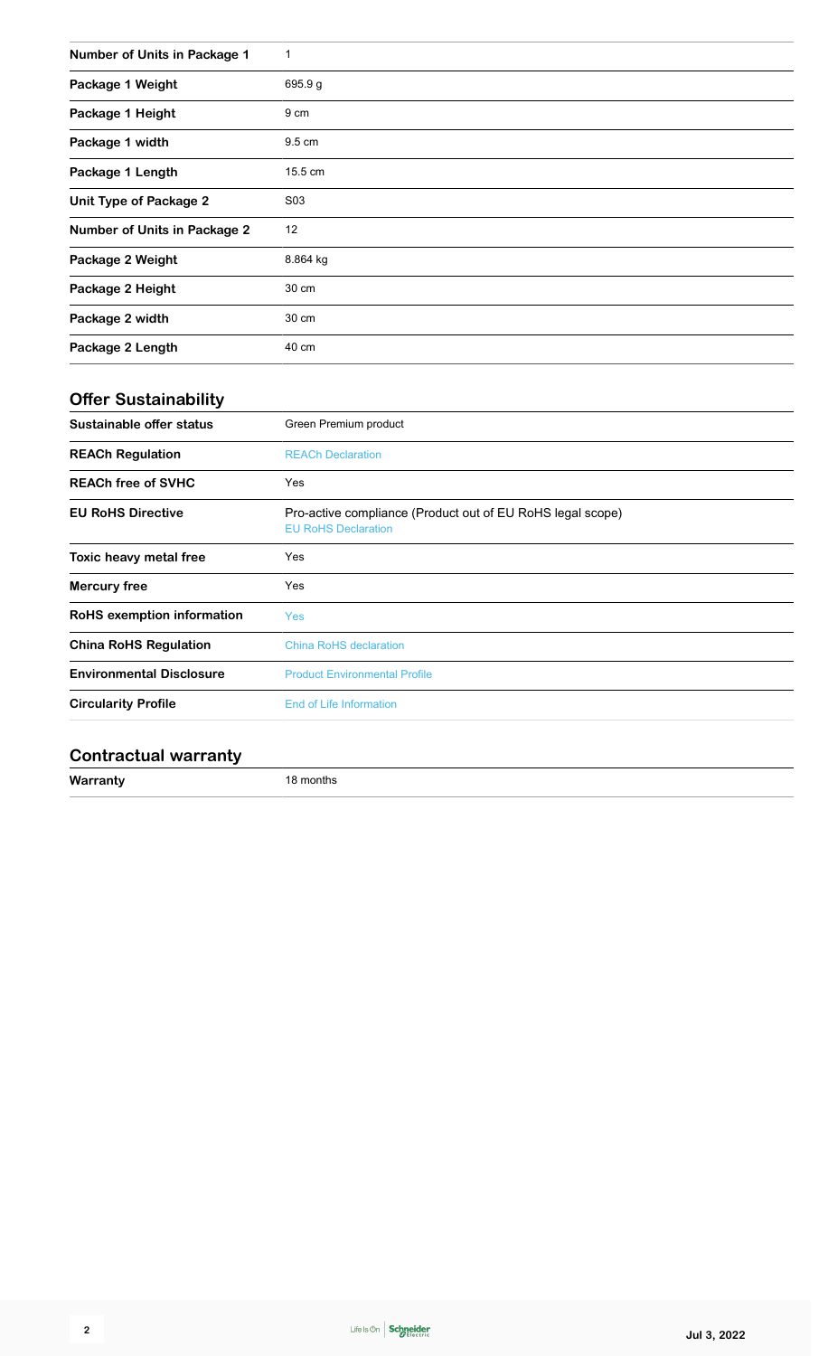| | |
|---|---|
| **Number of Units in Package 1** | 1 |
| **Package 1 Weight** | 695.9 g |
| **Package 1 Height** | 9 cm |
| **Package 1 width** | 9.5 cm |
| **Package 1 Length** | 15.5 cm |
| **Unit Type of Package 2** | S03 |
| **Number of Units in Package 2** | 12 |
| **Package 2 Weight** | 8.864 kg |
| **Package 2 Height** | 30 cm |
| **Package 2 width** | 30 cm |
| **Package 2 Length** | 40 cm |

## Offer Sustainability

| | |
|---|---|
| **Sustainable offer status** | Green Premium product |
| **REACh Regulation** | REACh Declaration |
| **REACh free of SVHC** | Yes |
| **EU RoHS Directive** | Pro-active compliance (Product out of EU RoHS legal scope) EU RoHS Declaration |
| **Toxic heavy metal free** | Yes |
| **Mercury free** | Yes |
| **RoHS exemption information** | Yes |
| **China RoHS Regulation** | China RoHS declaration |
| **Environmental Disclosure** | Product Environmental Profile |
| **Circularity Profile** | End of Life Information |

## Contractual warranty

| | |
|---|---|
| **Warranty** | 18 months |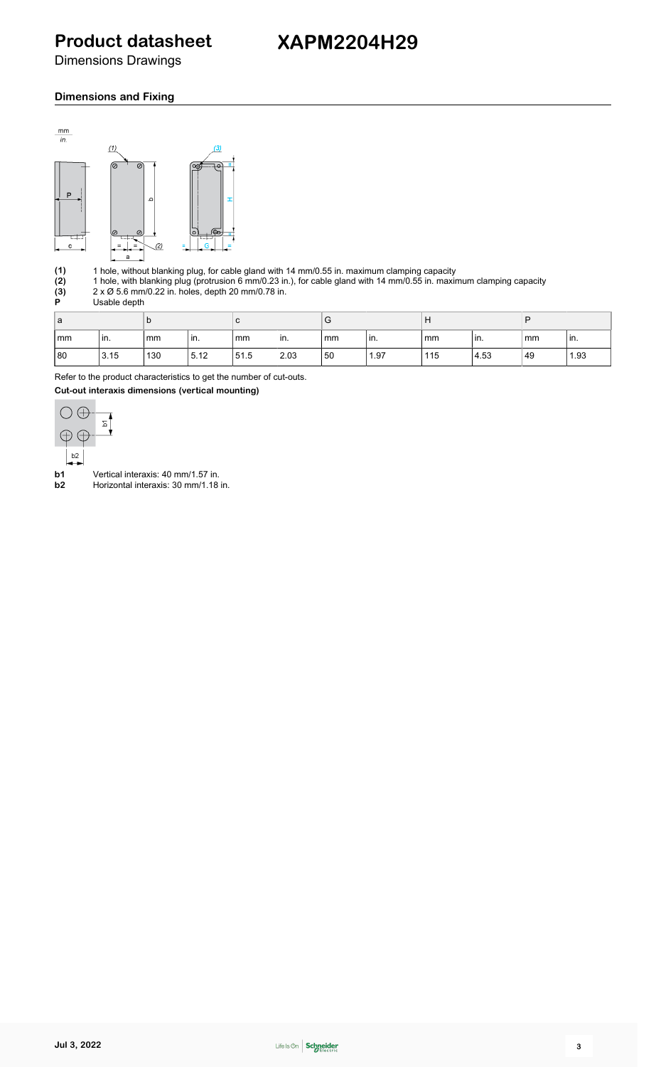# Product datasheet

# XAPM2204H29

Dimensions Drawings

## Dimensions and Fixing

mm
in.

(1)
(3)
P
b
H
c
=
=
(2)
=
G
=
a

**(1)** 1 hole, without blanking plug, for cable gland with 14 mm/0.55 in. maximum clamping capacity
**(2)** 1 hole, with blanking plug (protrusion 6 mm/0.23 in.), for cable gland with 14 mm/0.55 in. maximum clamping capacity
**(3)** 2 x Ø 5.6 mm/0.22 in. holes, depth 20 mm/0.78 in.
**P** Usable depth

| a | | b | | c | | G | | H | | P | |
|---|---|---|---|---|---|---|---|---|---|---|---|
| mm | in. | mm | in. | mm | in. | mm | in. | mm | in. | mm | in. |
| 80 | 3.15 | 130 | 5.12 | 51.5 | 2.03 | 50 | 1.97 | 115 | 4.53 | 49 | 1.93 |

Refer to the product characteristics to get the number of cut-outs.

**Cut-out interaxis dimensions (vertical mounting)**

b1
b2

**b1** Vertical interaxis: 40 mm/1.57 in.
**b2** Horizontal interaxis: 30 mm/1.18 in.